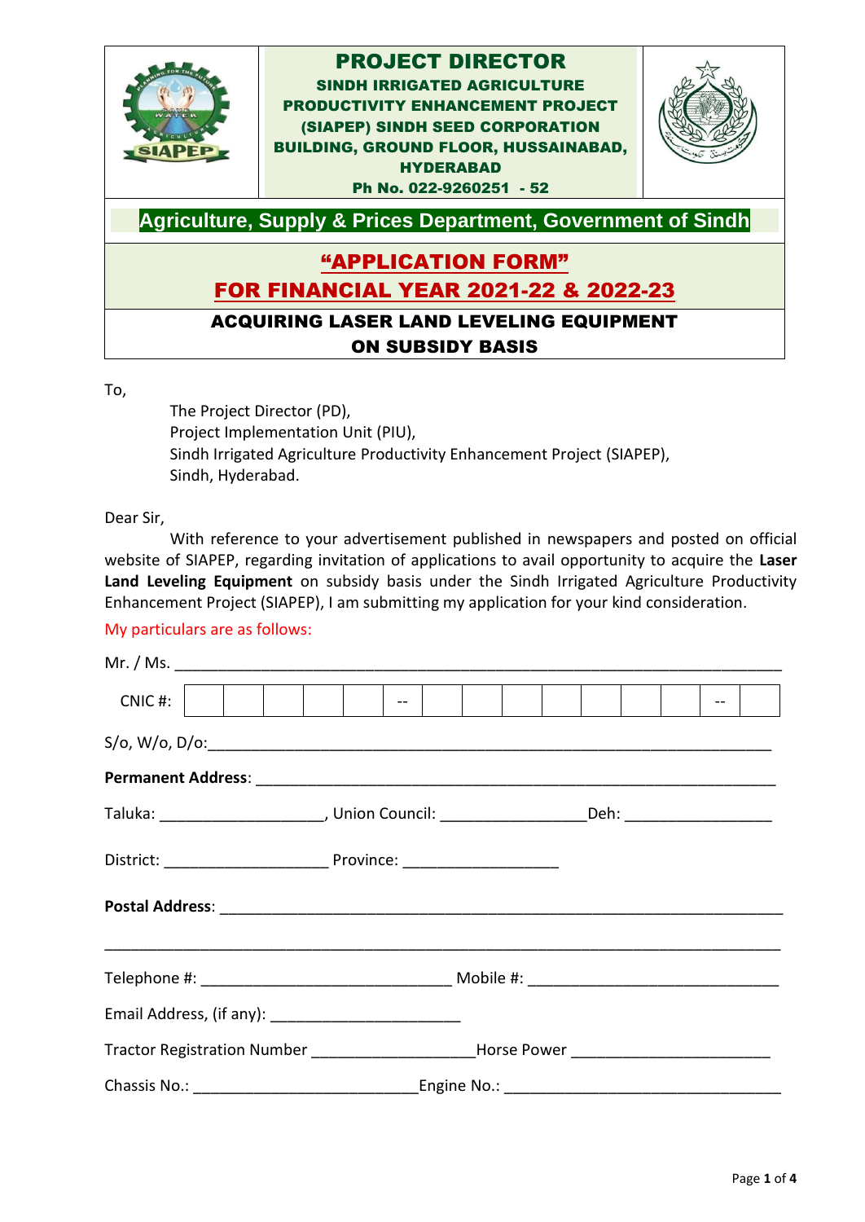# PROJECT DIRECTOR

**SINDH IRRIGATED AGRICULTURE PRODUCTIVITY ENHANCEMENT PROJECT (SIAPEP) SINDH SEED CORPORATION BUILDING, GROUND FLOOR, HUSSAINABAD, HYDERABAD**

**Ph No. 022-9260251 - 52**

## Agriculture, Supply & Prices Department, Government of Sindh

## "APPLICATION FORM"
## FOR FINANCIAL YEAR 2021-22 & 2022-23

### ACQUIRING LASER LAND LEVELING EQUIPMENT ON SUBSIDY BASIS

To,

The Project Director (PD),
Project Implementation Unit (PIU),
Sindh Irrigated Agriculture Productivity Enhancement Project (SIAPEP),
Sindh, Hyderabad.

Dear Sir,

With reference to your advertisement published in newspapers and posted on official website of SIAPEP, regarding invitation of applications to avail opportunity to acquire the **Laser Land Leveling Equipment** on subsidy basis under the Sindh Irrigated Agriculture Productivity Enhancement Project (SIAPEP), I am submitting my application for your kind consideration.

My particulars are as follows:

Mr. / Ms. ______________________________________________

| CNIC #: | | | | | | -- | | | | | | | | -- | |
|---|---|---|---|---|---|---|---|---|---|---|---|---|---|---|---|

S/o, W/o, D/o: ______________________________________________

**Permanent Address**: ______________________________________________

Taluka: ___________________, Union Council: ________________ Deh: ________________

District: ___________________ Province: ________________

**Postal Address**: ______________________________________________

______________________________________________

Telephone #: ___________________________ Mobile #: ___________________________

Email Address, (if any): ______________________

Tractor Registration Number __________________ Horse Power ______________________

Chassis No.: ________________________ Engine No.: ______________________________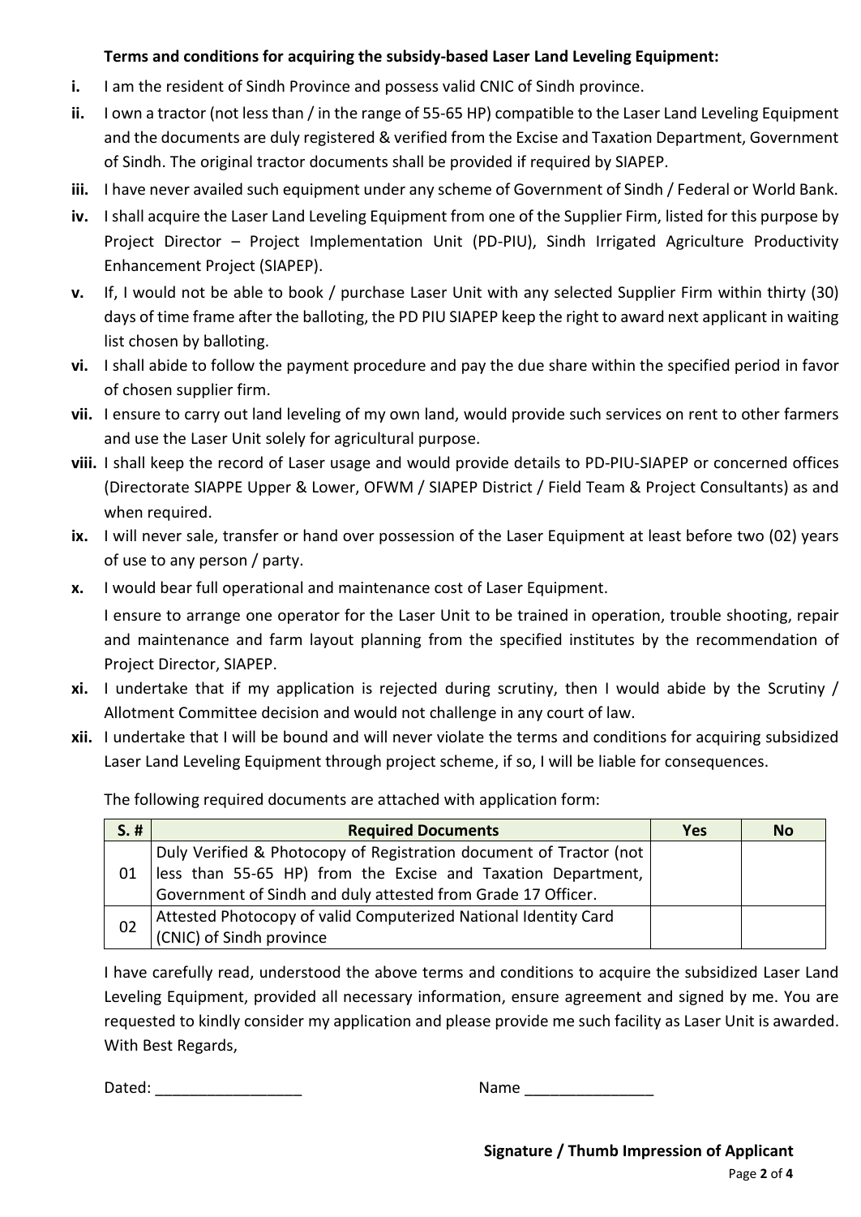**Terms and conditions for acquiring the subsidy-based Laser Land Leveling Equipment:**

- **i.** I am the resident of Sindh Province and possess valid CNIC of Sindh province.
- **ii.** I own a tractor (not less than / in the range of 55-65 HP) compatible to the Laser Land Leveling Equipment and the documents are duly registered & verified from the Excise and Taxation Department, Government of Sindh. The original tractor documents shall be provided if required by SIAPEP.
- **iii.** I have never availed such equipment under any scheme of Government of Sindh / Federal or World Bank.
- **iv.** I shall acquire the Laser Land Leveling Equipment from one of the Supplier Firm, listed for this purpose by Project Director – Project Implementation Unit (PD-PIU), Sindh Irrigated Agriculture Productivity Enhancement Project (SIAPEP).
- **v.** If, I would not be able to book / purchase Laser Unit with any selected Supplier Firm within thirty (30) days of time frame after the balloting, the PD PIU SIAPEP keep the right to award next applicant in waiting list chosen by balloting.
- **vi.** I shall abide to follow the payment procedure and pay the due share within the specified period in favor of chosen supplier firm.
- **vii.** I ensure to carry out land leveling of my own land, would provide such services on rent to other farmers and use the Laser Unit solely for agricultural purpose.
- **viii.** I shall keep the record of Laser usage and would provide details to PD-PIU-SIAPEP or concerned offices (Directorate SIAPPE Upper & Lower, OFWM / SIAPEP District / Field Team & Project Consultants) as and when required.
- **ix.** I will never sale, transfer or hand over possession of the Laser Equipment at least before two (02) years of use to any person / party.
- **x.** I would bear full operational and maintenance cost of Laser Equipment.

  I ensure to arrange one operator for the Laser Unit to be trained in operation, trouble shooting, repair and maintenance and farm layout planning from the specified institutes by the recommendation of Project Director, SIAPEP.
- **xi.** I undertake that if my application is rejected during scrutiny, then I would abide by the Scrutiny / Allotment Committee decision and would not challenge in any court of law.
- **xii.** I undertake that I will be bound and will never violate the terms and conditions for acquiring subsidized Laser Land Leveling Equipment through project scheme, if so, I will be liable for consequences.

The following required documents are attached with application form:

| S. # | Required Documents | Yes | No |
|---|---|---|---|
| 01 | Duly Verified & Photocopy of Registration document of Tractor (not less than 55-65 HP) from the Excise and Taxation Department, Government of Sindh and duly attested from Grade 17 Officer. | | |
| 02 | Attested Photocopy of valid Computerized National Identity Card (CNIC) of Sindh province | | |

I have carefully read, understood the above terms and conditions to acquire the subsidized Laser Land Leveling Equipment, provided all necessary information, ensure agreement and signed by me. You are requested to kindly consider my application and please provide me such facility as Laser Unit is awarded. With Best Regards,

Dated: _________________ Name _______________

**Signature / Thumb Impression of Applicant**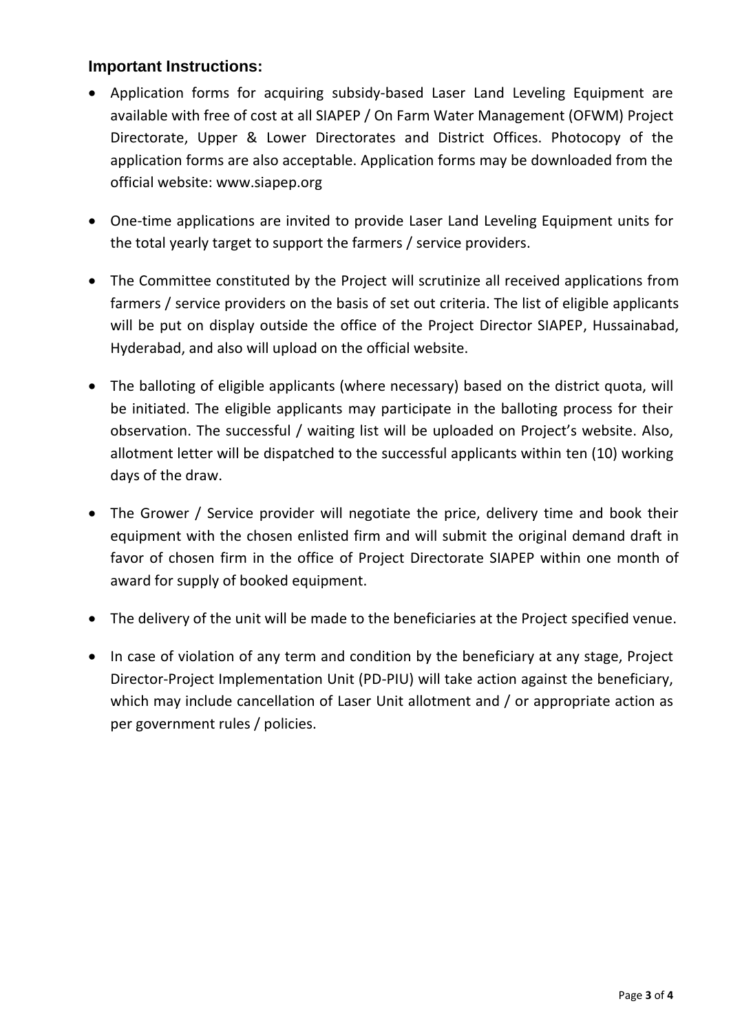### Important Instructions:

- Application forms for acquiring subsidy-based Laser Land Leveling Equipment are available with free of cost at all SIAPEP / On Farm Water Management (OFWM) Project Directorate, Upper & Lower Directorates and District Offices. Photocopy of the application forms are also acceptable. Application forms may be downloaded from the official website: www.siapep.org

- One-time applications are invited to provide Laser Land Leveling Equipment units for the total yearly target to support the farmers / service providers.

- The Committee constituted by the Project will scrutinize all received applications from farmers / service providers on the basis of set out criteria. The list of eligible applicants will be put on display outside the office of the Project Director SIAPEP, Hussainabad, Hyderabad, and also will upload on the official website.

- The balloting of eligible applicants (where necessary) based on the district quota, will be initiated. The eligible applicants may participate in the balloting process for their observation. The successful / waiting list will be uploaded on Project's website. Also, allotment letter will be dispatched to the successful applicants within ten (10) working days of the draw.

- The Grower / Service provider will negotiate the price, delivery time and book their equipment with the chosen enlisted firm and will submit the original demand draft in favor of chosen firm in the office of Project Directorate SIAPEP within one month of award for supply of booked equipment.

- The delivery of the unit will be made to the beneficiaries at the Project specified venue.

- In case of violation of any term and condition by the beneficiary at any stage, Project Director-Project Implementation Unit (PD-PIU) will take action against the beneficiary, which may include cancellation of Laser Unit allotment and / or appropriate action as per government rules / policies.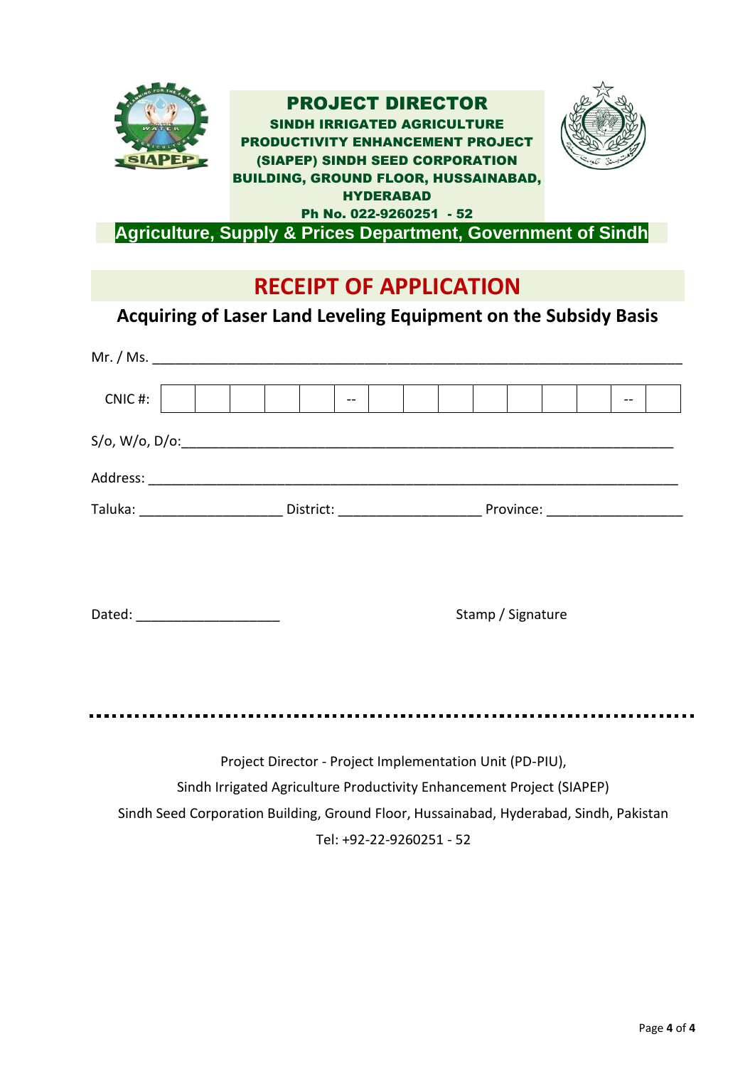**PROJECT DIRECTOR**
**SINDH IRRIGATED AGRICULTURE PRODUCTIVITY ENHANCEMENT PROJECT (SIAPEP) SINDH SEED CORPORATION BUILDING, GROUND FLOOR, HUSSAINABAD, HYDERABAD**
**Ph No. 022-9260251 - 52**

**Agriculture, Supply & Prices Department, Government of Sindh**

# RECEIPT OF APPLICATION

## Acquiring of Laser Land Leveling Equipment on the Subsidy Basis

Mr. / Ms. ______________________________________________________________________

| CNIC #: | | | | | | -- | | | | | | | | -- | |
|---|---|---|---|---|---|---|---|---|---|---|---|---|---|---|---|

S/o, W/o, D/o:______________________________________________________________

Address: __________________________________________________________________

Taluka: __________________ District: __________________ Province: __________________

Dated: __________________ Stamp / Signature

---

Project Director - Project Implementation Unit (PD-PIU),
Sindh Irrigated Agriculture Productivity Enhancement Project (SIAPEP)
Sindh Seed Corporation Building, Ground Floor, Hussainabad, Hyderabad, Sindh, Pakistan
Tel: +92-22-9260251 - 52